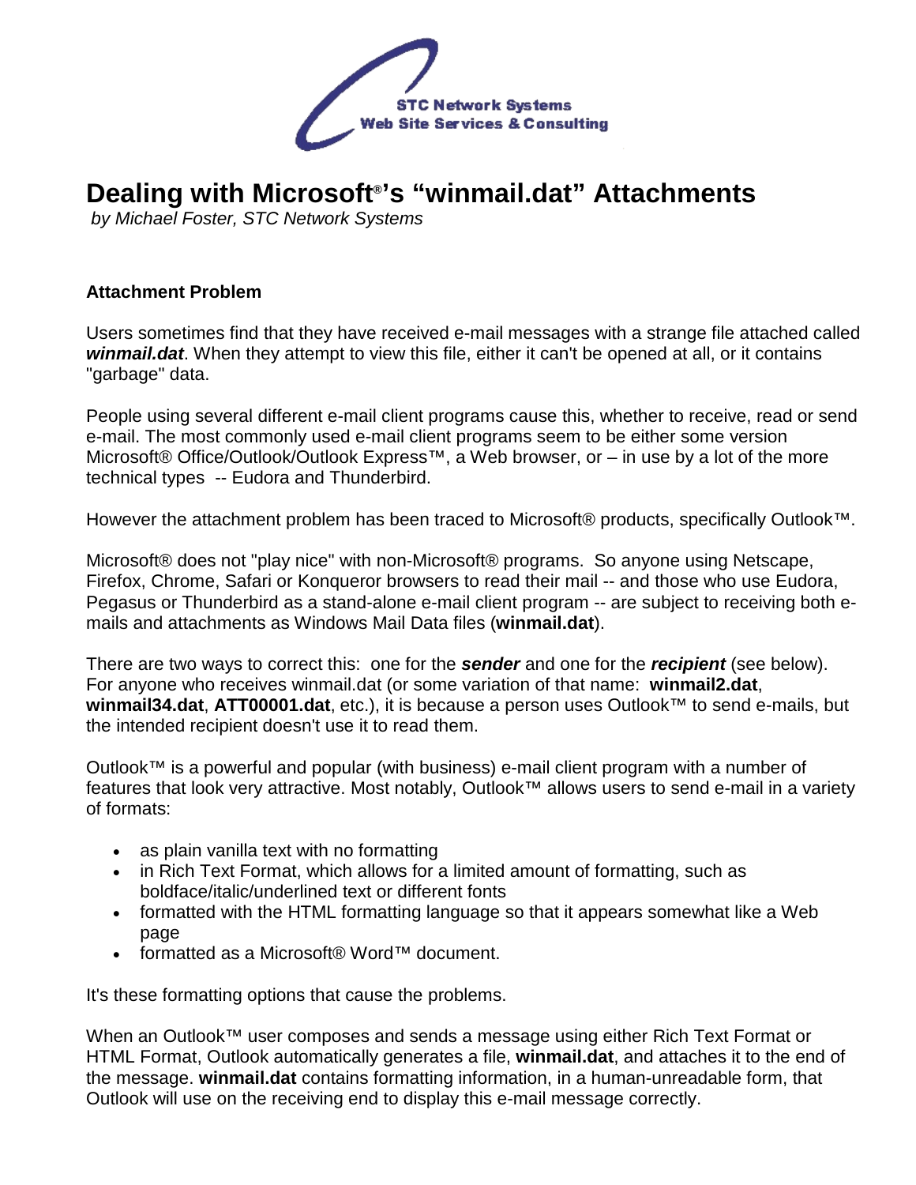STC Network Systems
Web Site Services & Consulting

# Dealing with Microsoft®'s "winmail.dat" Attachments

*by Michael Foster, STC Network Systems*

### Attachment Problem

Users sometimes find that they have received e-mail messages with a strange file attached called ***winmail.dat***. When they attempt to view this file, either it can't be opened at all, or it contains "garbage" data.

People using several different e-mail client programs cause this, whether to receive, read or send e-mail. The most commonly used e-mail client programs seem to be either some version Microsoft® Office/Outlook/Outlook Express™, a Web browser, or – in use by a lot of the more technical types -- Eudora and Thunderbird.

However the attachment problem has been traced to Microsoft® products, specifically Outlook™.

Microsoft® does not "play nice" with non-Microsoft® programs. So anyone using Netscape, Firefox, Chrome, Safari or Konqueror browsers to read their mail -- and those who use Eudora, Pegasus or Thunderbird as a stand-alone e-mail client program -- are subject to receiving both e-mails and attachments as Windows Mail Data files (**winmail.dat**).

There are two ways to correct this: one for the ***sender*** and one for the ***recipient*** (see below). For anyone who receives winmail.dat (or some variation of that name: **winmail2.dat**, **winmail34.dat**, **ATT00001.dat**, etc.), it is because a person uses Outlook™ to send e-mails, but the intended recipient doesn't use it to read them.

Outlook™ is a powerful and popular (with business) e-mail client program with a number of features that look very attractive. Most notably, Outlook™ allows users to send e-mail in a variety of formats:

- as plain vanilla text with no formatting
- in Rich Text Format, which allows for a limited amount of formatting, such as boldface/italic/underlined text or different fonts
- formatted with the HTML formatting language so that it appears somewhat like a Web page
- formatted as a Microsoft® Word™ document.

It's these formatting options that cause the problems.

When an Outlook™ user composes and sends a message using either Rich Text Format or HTML Format, Outlook automatically generates a file, **winmail.dat**, and attaches it to the end of the message. **winmail.dat** contains formatting information, in a human-unreadable form, that Outlook will use on the receiving end to display this e-mail message correctly.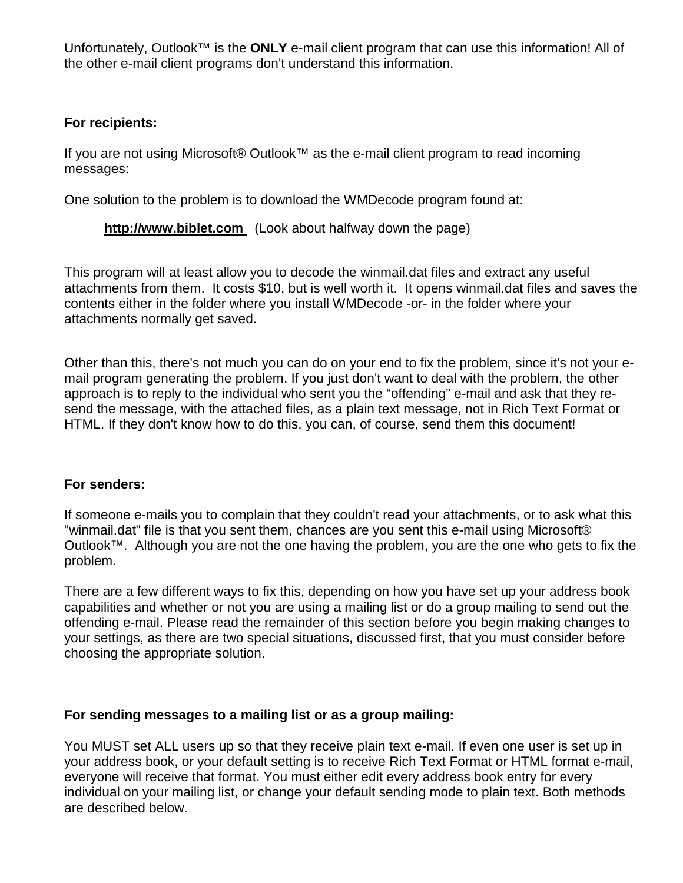Unfortunately, Outlook™ is the **ONLY** e-mail client program that can use this information! All of the other e-mail client programs don't understand this information.

**For recipients:**

If you are not using Microsoft® Outlook™ as the e-mail client program to read incoming messages:

One solution to the problem is to download the WMDecode program found at:

> **http://www.biblet.com** (Look about halfway down the page)

This program will at least allow you to decode the winmail.dat files and extract any useful attachments from them. It costs $10, but is well worth it. It opens winmail.dat files and saves the contents either in the folder where you install WMDecode -or- in the folder where your attachments normally get saved.

Other than this, there's not much you can do on your end to fix the problem, since it's not your e-mail program generating the problem. If you just don't want to deal with the problem, the other approach is to reply to the individual who sent you the "offending" e-mail and ask that they re-send the message, with the attached files, as a plain text message, not in Rich Text Format or HTML. If they don't know how to do this, you can, of course, send them this document!

**For senders:**

If someone e-mails you to complain that they couldn't read your attachments, or to ask what this "winmail.dat" file is that you sent them, chances are you sent this e-mail using Microsoft® Outlook™. Although you are not the one having the problem, you are the one who gets to fix the problem.

There are a few different ways to fix this, depending on how you have set up your address book capabilities and whether or not you are using a mailing list or do a group mailing to send out the offending e-mail. Please read the remainder of this section before you begin making changes to your settings, as there are two special situations, discussed first, that you must consider before choosing the appropriate solution.

**For sending messages to a mailing list or as a group mailing:**

You MUST set ALL users up so that they receive plain text e-mail. If even one user is set up in your address book, or your default setting is to receive Rich Text Format or HTML format e-mail, everyone will receive that format. You must either edit every address book entry for every individual on your mailing list, or change your default sending mode to plain text. Both methods are described below.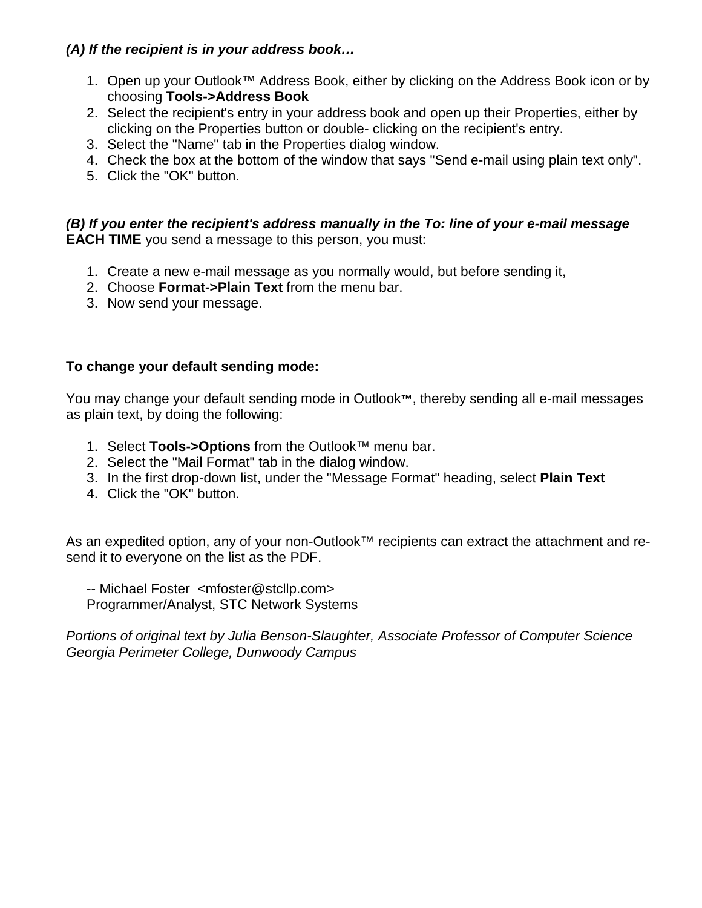***(A) If the recipient is in your address book…***

1. Open up your Outlook™ Address Book, either by clicking on the Address Book icon or by choosing **Tools->Address Book**
2. Select the recipient's entry in your address book and open up their Properties, either by clicking on the Properties button or double- clicking on the recipient's entry.
3. Select the "Name" tab in the Properties dialog window.
4. Check the box at the bottom of the window that says "Send e-mail using plain text only".
5. Click the "OK" button.

***(B) If you enter the recipient's address manually in the To: line of your e-mail message*** **EACH TIME** you send a message to this person, you must:

1. Create a new e-mail message as you normally would, but before sending it,
2. Choose **Format->Plain Text** from the menu bar.
3. Now send your message.

**To change your default sending mode:**

You may change your default sending mode in Outlook™, thereby sending all e-mail messages as plain text, by doing the following:

1. Select **Tools->Options** from the Outlook™ menu bar.
2. Select the "Mail Format" tab in the dialog window.
3. In the first drop-down list, under the "Message Format" heading, select **Plain Text**
4. Click the "OK" button.

As an expedited option, any of your non-Outlook™ recipients can extract the attachment and re-send it to everyone on the list as the PDF.

-- Michael Foster <mfoster@stcllp.com>
Programmer/Analyst, STC Network Systems

*Portions of original text by Julia Benson-Slaughter, Associate Professor of Computer Science Georgia Perimeter College, Dunwoody Campus*